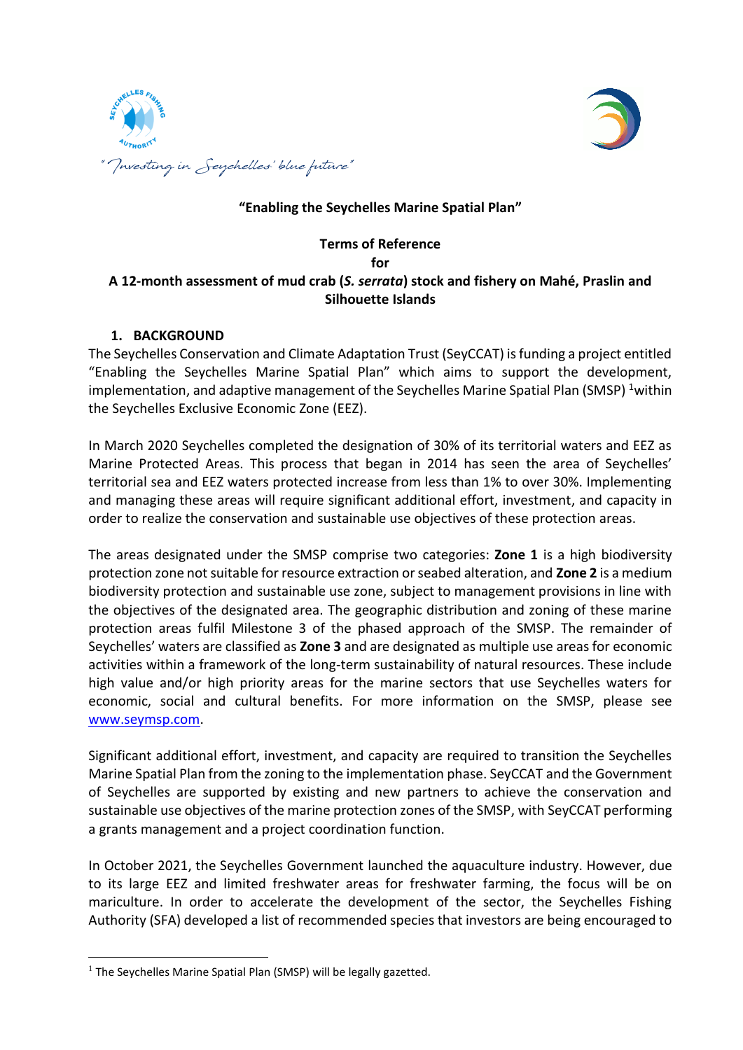"Investing in Seychelles' blue future"

**"Enabling the Seychelles Marine Spatial Plan"**

**Terms of Reference**
**for**
**A 12-month assessment of mud crab (*S. serrata*) stock and fishery on Mahé, Praslin and Silhouette Islands**

## 1. BACKGROUND

The Seychelles Conservation and Climate Adaptation Trust (SeyCCAT) is funding a project entitled "Enabling the Seychelles Marine Spatial Plan" which aims to support the development, implementation, and adaptive management of the Seychelles Marine Spatial Plan (SMSP) [1] within the Seychelles Exclusive Economic Zone (EEZ).

In March 2020 Seychelles completed the designation of 30% of its territorial waters and EEZ as Marine Protected Areas. This process that began in 2014 has seen the area of Seychelles' territorial sea and EEZ waters protected increase from less than 1% to over 30%. Implementing and managing these areas will require significant additional effort, investment, and capacity in order to realize the conservation and sustainable use objectives of these protection areas.

The areas designated under the SMSP comprise two categories: **Zone 1** is a high biodiversity protection zone not suitable for resource extraction or seabed alteration, and **Zone 2** is a medium biodiversity protection and sustainable use zone, subject to management provisions in line with the objectives of the designated area. The geographic distribution and zoning of these marine protection areas fulfil Milestone 3 of the phased approach of the SMSP. The remainder of Seychelles' waters are classified as **Zone 3** and are designated as multiple use areas for economic activities within a framework of the long-term sustainability of natural resources. These include high value and/or high priority areas for the marine sectors that use Seychelles waters for economic, social and cultural benefits. For more information on the SMSP, please see [www.seymsp.com](http://www.seymsp.com).

Significant additional effort, investment, and capacity are required to transition the Seychelles Marine Spatial Plan from the zoning to the implementation phase. SeyCCAT and the Government of Seychelles are supported by existing and new partners to achieve the conservation and sustainable use objectives of the marine protection zones of the SMSP, with SeyCCAT performing a grants management and a project coordination function.

In October 2021, the Seychelles Government launched the aquaculture industry. However, due to its large EEZ and limited freshwater areas for freshwater farming, the focus will be on mariculture. In order to accelerate the development of the sector, the Seychelles Fishing Authority (SFA) developed a list of recommended species that investors are being encouraged to

[1] The Seychelles Marine Spatial Plan (SMSP) will be legally gazetted.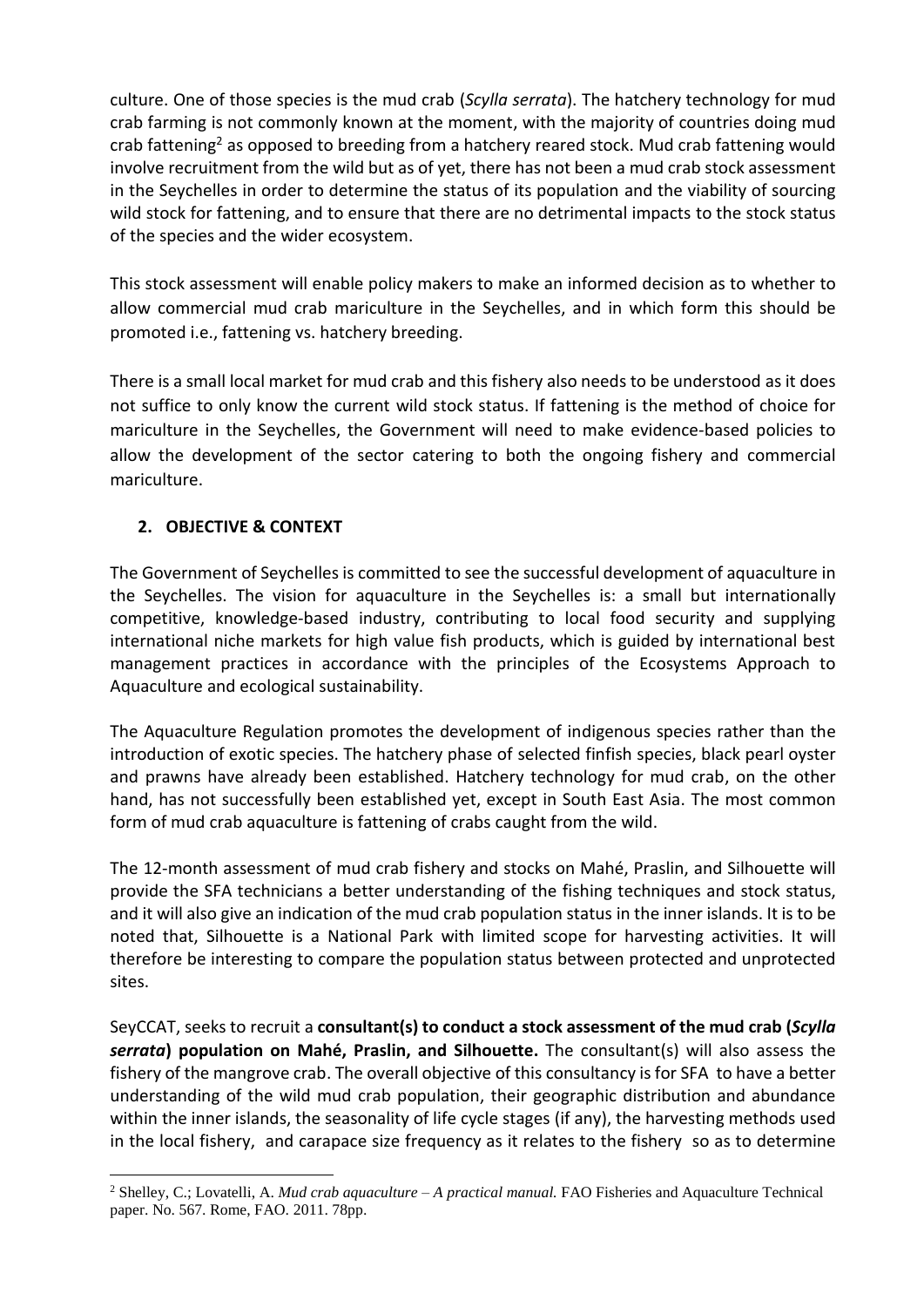culture. One of those species is the mud crab (*Scylla serrata*). The hatchery technology for mud crab farming is not commonly known at the moment, with the majority of countries doing mud crab fattening[2] as opposed to breeding from a hatchery reared stock. Mud crab fattening would involve recruitment from the wild but as of yet, there has not been a mud crab stock assessment in the Seychelles in order to determine the status of its population and the viability of sourcing wild stock for fattening, and to ensure that there are no detrimental impacts to the stock status of the species and the wider ecosystem.

This stock assessment will enable policy makers to make an informed decision as to whether to allow commercial mud crab mariculture in the Seychelles, and in which form this should be promoted i.e., fattening vs. hatchery breeding.

There is a small local market for mud crab and this fishery also needs to be understood as it does not suffice to only know the current wild stock status. If fattening is the method of choice for mariculture in the Seychelles, the Government will need to make evidence-based policies to allow the development of the sector catering to both the ongoing fishery and commercial mariculture.

## 2. OBJECTIVE & CONTEXT

The Government of Seychelles is committed to see the successful development of aquaculture in the Seychelles. The vision for aquaculture in the Seychelles is: a small but internationally competitive, knowledge-based industry, contributing to local food security and supplying international niche markets for high value fish products, which is guided by international best management practices in accordance with the principles of the Ecosystems Approach to Aquaculture and ecological sustainability.

The Aquaculture Regulation promotes the development of indigenous species rather than the introduction of exotic species. The hatchery phase of selected finfish species, black pearl oyster and prawns have already been established. Hatchery technology for mud crab, on the other hand, has not successfully been established yet, except in South East Asia. The most common form of mud crab aquaculture is fattening of crabs caught from the wild.

The 12-month assessment of mud crab fishery and stocks on Mahé, Praslin, and Silhouette will provide the SFA technicians a better understanding of the fishing techniques and stock status, and it will also give an indication of the mud crab population status in the inner islands. It is to be noted that, Silhouette is a National Park with limited scope for harvesting activities. It will therefore be interesting to compare the population status between protected and unprotected sites.

SeyCCAT, seeks to recruit a **consultant(s) to conduct a stock assessment of the mud crab (*Scylla serrata*) population on Mahé, Praslin, and Silhouette.** The consultant(s) will also assess the fishery of the mangrove crab. The overall objective of this consultancy is for SFA to have a better understanding of the wild mud crab population, their geographic distribution and abundance within the inner islands, the seasonality of life cycle stages (if any), the harvesting methods used in the local fishery, and carapace size frequency as it relates to the fishery so as to determine

[2] Shelley, C.; Lovatelli, A. *Mud crab aquaculture – A practical manual.* FAO Fisheries and Aquaculture Technical paper. No. 567. Rome, FAO. 2011. 78pp.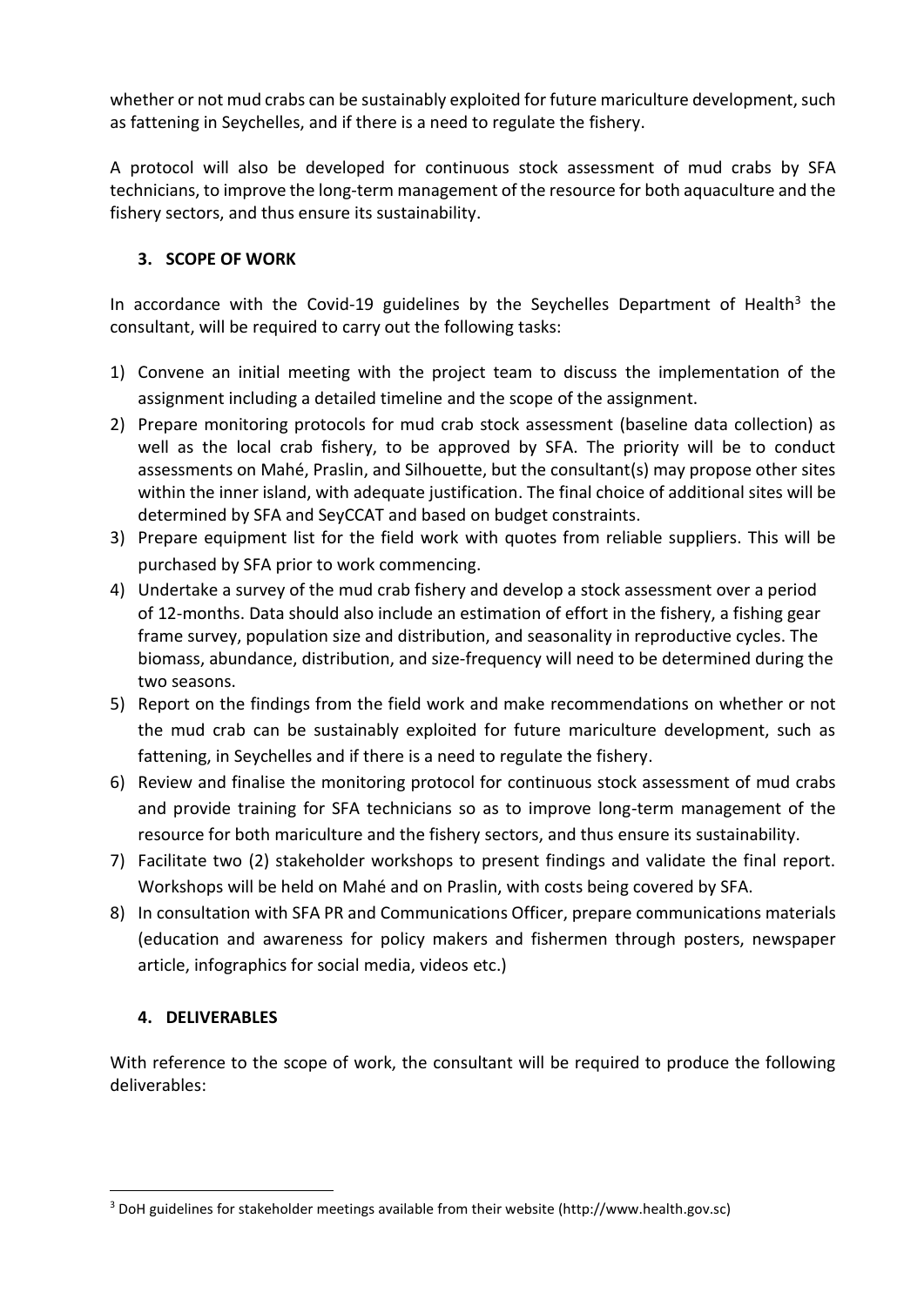whether or not mud crabs can be sustainably exploited for future mariculture development, such as fattening in Seychelles, and if there is a need to regulate the fishery.

A protocol will also be developed for continuous stock assessment of mud crabs by SFA technicians, to improve the long-term management of the resource for both aquaculture and the fishery sectors, and thus ensure its sustainability.

## 3. SCOPE OF WORK

In accordance with the Covid-19 guidelines by the Seychelles Department of Health[3] the consultant, will be required to carry out the following tasks:

1) Convene an initial meeting with the project team to discuss the implementation of the assignment including a detailed timeline and the scope of the assignment.
2) Prepare monitoring protocols for mud crab stock assessment (baseline data collection) as well as the local crab fishery, to be approved by SFA. The priority will be to conduct assessments on Mahé, Praslin, and Silhouette, but the consultant(s) may propose other sites within the inner island, with adequate justification. The final choice of additional sites will be determined by SFA and SeyCCAT and based on budget constraints.
3) Prepare equipment list for the field work with quotes from reliable suppliers. This will be purchased by SFA prior to work commencing.
4) Undertake a survey of the mud crab fishery and develop a stock assessment over a period of 12-months. Data should also include an estimation of effort in the fishery, a fishing gear frame survey, population size and distribution, and seasonality in reproductive cycles. The biomass, abundance, distribution, and size-frequency will need to be determined during the two seasons.
5) Report on the findings from the field work and make recommendations on whether or not the mud crab can be sustainably exploited for future mariculture development, such as fattening, in Seychelles and if there is a need to regulate the fishery.
6) Review and finalise the monitoring protocol for continuous stock assessment of mud crabs and provide training for SFA technicians so as to improve long-term management of the resource for both mariculture and the fishery sectors, and thus ensure its sustainability.
7) Facilitate two (2) stakeholder workshops to present findings and validate the final report. Workshops will be held on Mahé and on Praslin, with costs being covered by SFA.
8) In consultation with SFA PR and Communications Officer, prepare communications materials (education and awareness for policy makers and fishermen through posters, newspaper article, infographics for social media, videos etc.)

## 4. DELIVERABLES

With reference to the scope of work, the consultant will be required to produce the following deliverables:

[3] DoH guidelines for stakeholder meetings available from their website (http://www.health.gov.sc)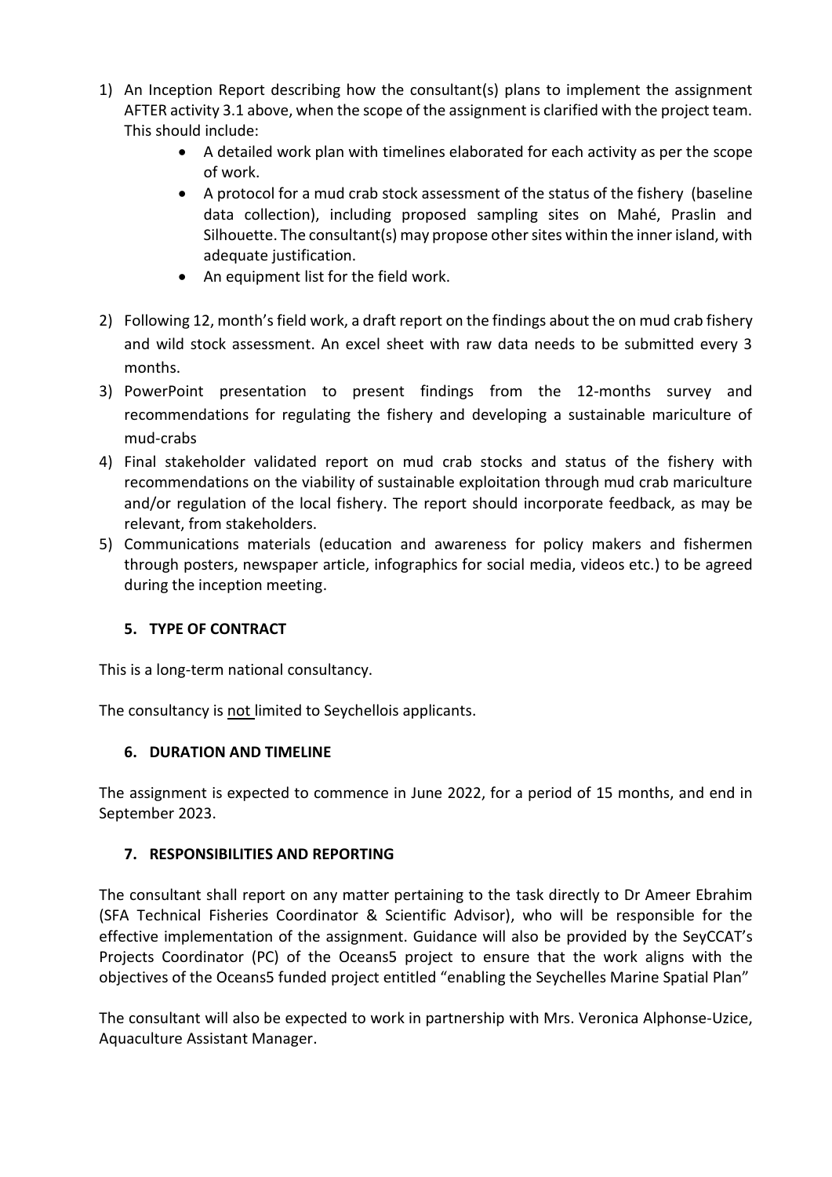1) An Inception Report describing how the consultant(s) plans to implement the assignment AFTER activity 3.1 above, when the scope of the assignment is clarified with the project team. This should include:
    - A detailed work plan with timelines elaborated for each activity as per the scope of work.
    - A protocol for a mud crab stock assessment of the status of the fishery (baseline data collection), including proposed sampling sites on Mahé, Praslin and Silhouette. The consultant(s) may propose other sites within the inner island, with adequate justification.
    - An equipment list for the field work.
2) Following 12, month's field work, a draft report on the findings about the on mud crab fishery and wild stock assessment. An excel sheet with raw data needs to be submitted every 3 months.
3) PowerPoint presentation to present findings from the 12-months survey and recommendations for regulating the fishery and developing a sustainable mariculture of mud-crabs
4) Final stakeholder validated report on mud crab stocks and status of the fishery with recommendations on the viability of sustainable exploitation through mud crab mariculture and/or regulation of the local fishery. The report should incorporate feedback, as may be relevant, from stakeholders.
5) Communications materials (education and awareness for policy makers and fishermen through posters, newspaper article, infographics for social media, videos etc.) to be agreed during the inception meeting.

## 5. TYPE OF CONTRACT

This is a long-term national consultancy.

The consultancy is <u>not</u> limited to Seychellois applicants.

## 6. DURATION AND TIMELINE

The assignment is expected to commence in June 2022, for a period of 15 months, and end in September 2023.

## 7. RESPONSIBILITIES AND REPORTING

The consultant shall report on any matter pertaining to the task directly to Dr Ameer Ebrahim (SFA Technical Fisheries Coordinator & Scientific Advisor), who will be responsible for the effective implementation of the assignment. Guidance will also be provided by the SeyCCAT's Projects Coordinator (PC) of the Oceans5 project to ensure that the work aligns with the objectives of the Oceans5 funded project entitled "enabling the Seychelles Marine Spatial Plan"

The consultant will also be expected to work in partnership with Mrs. Veronica Alphonse-Uzice, Aquaculture Assistant Manager.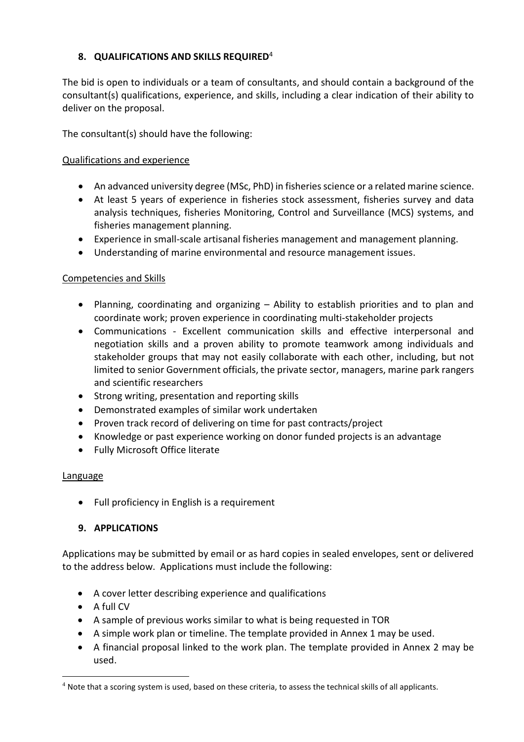## 8. QUALIFICATIONS AND SKILLS REQUIRED[4]

The bid is open to individuals or a team of consultants, and should contain a background of the consultant(s) qualifications, experience, and skills, including a clear indication of their ability to deliver on the proposal.

The consultant(s) should have the following:

Qualifications and experience

- An advanced university degree (MSc, PhD) in fisheries science or a related marine science.
- At least 5 years of experience in fisheries stock assessment, fisheries survey and data analysis techniques, fisheries Monitoring, Control and Surveillance (MCS) systems, and fisheries management planning.
- Experience in small-scale artisanal fisheries management and management planning.
- Understanding of marine environmental and resource management issues.

Competencies and Skills

- Planning, coordinating and organizing – Ability to establish priorities and to plan and coordinate work; proven experience in coordinating multi-stakeholder projects
- Communications - Excellent communication skills and effective interpersonal and negotiation skills and a proven ability to promote teamwork among individuals and stakeholder groups that may not easily collaborate with each other, including, but not limited to senior Government officials, the private sector, managers, marine park rangers and scientific researchers
- Strong writing, presentation and reporting skills
- Demonstrated examples of similar work undertaken
- Proven track record of delivering on time for past contracts/project
- Knowledge or past experience working on donor funded projects is an advantage
- Fully Microsoft Office literate

Language

- Full proficiency in English is a requirement

## 9. APPLICATIONS

Applications may be submitted by email or as hard copies in sealed envelopes, sent or delivered to the address below. Applications must include the following:

- A cover letter describing experience and qualifications
- A full CV
- A sample of previous works similar to what is being requested in TOR
- A simple work plan or timeline. The template provided in Annex 1 may be used.
- A financial proposal linked to the work plan. The template provided in Annex 2 may be used.

[4] Note that a scoring system is used, based on these criteria, to assess the technical skills of all applicants.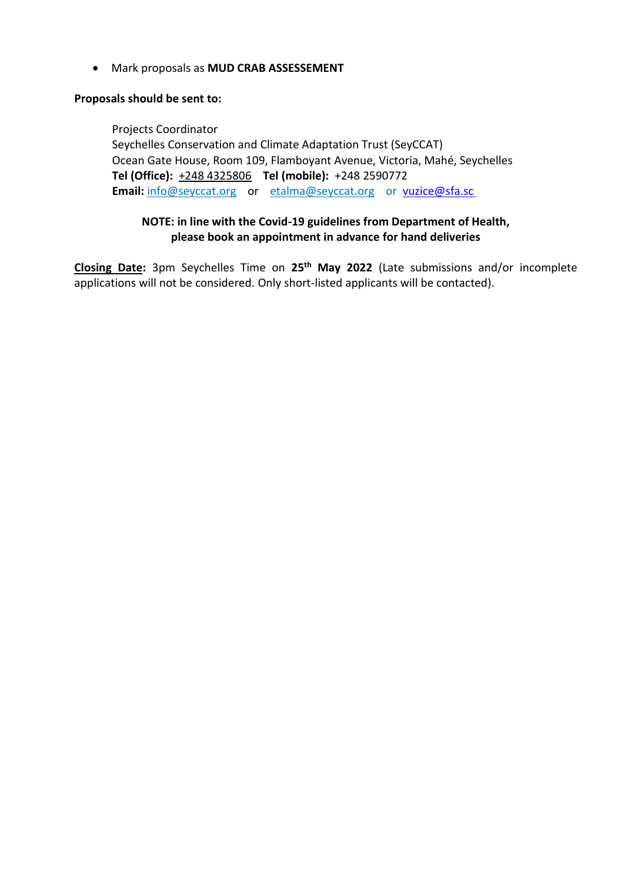- Mark proposals as **MUD CRAB ASSEESSEMENT**

**Proposals should be sent to:**

Projects Coordinator
Seychelles Conservation and Climate Adaptation Trust (SeyCCAT)
Ocean Gate House, Room 109, Flamboyant Avenue, Victoria, Mahé, Seychelles
**Tel (Office):** +248 4325806 **Tel (mobile):** +248 2590772
**Email:** info@seyccat.org or etalma@seyccat.org or vuzice@sfa.sc

**NOTE: in line with the Covid-19 guidelines from Department of Health, please book an appointment in advance for hand deliveries**

**Closing Date:** 3pm Seychelles Time on **25th May 2022** (Late submissions and/or incomplete applications will not be considered. Only short-listed applicants will be contacted).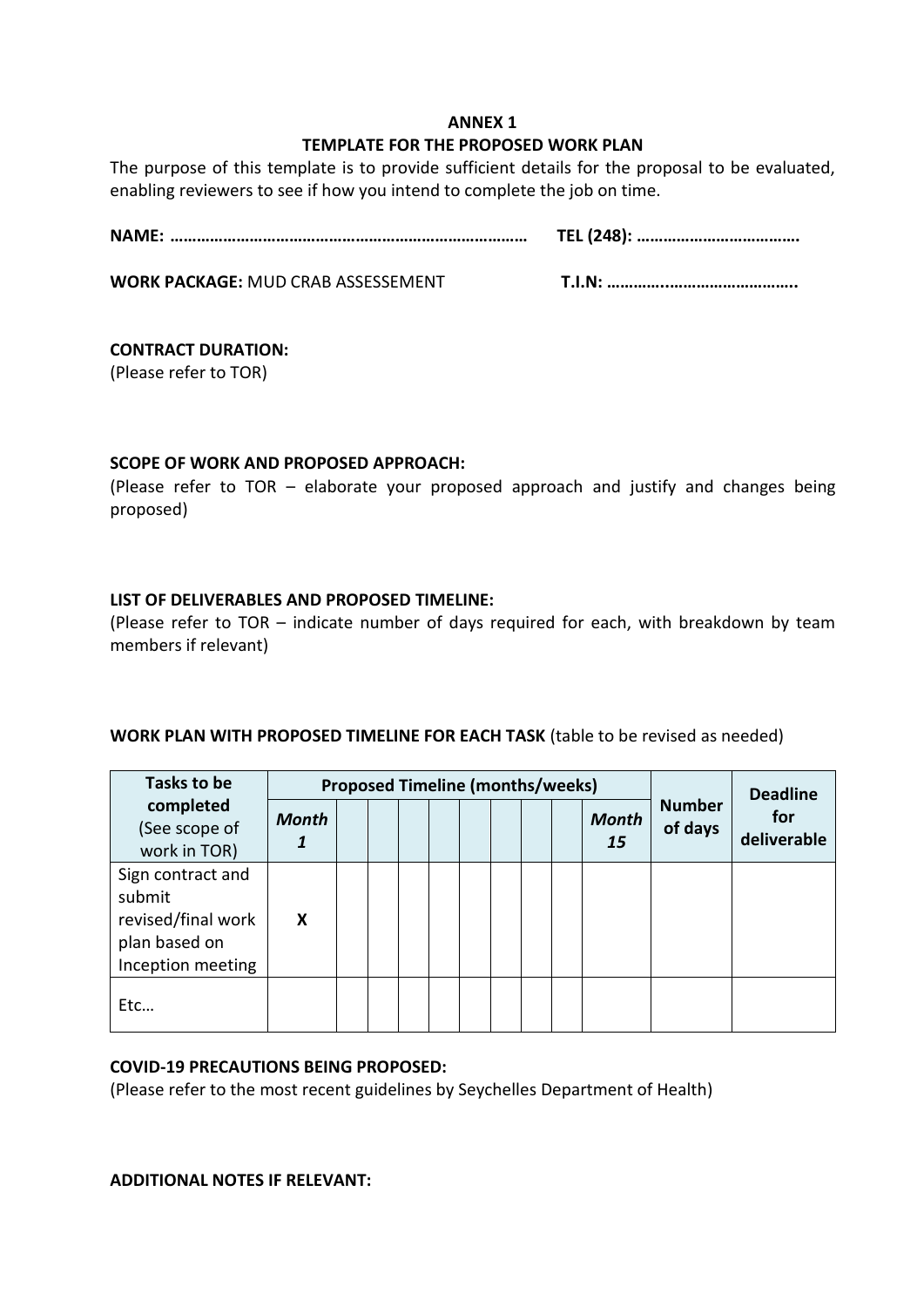**ANNEX 1**

**TEMPLATE FOR THE PROPOSED WORK PLAN**

The purpose of this template is to provide sufficient details for the proposal to be evaluated, enabling reviewers to see if how you intend to complete the job on time.

**NAME: ……………………………………………………………………** **TEL (248): ……………………………….**

**WORK PACKAGE:** MUD CRAB ASSESSEMENT **T.I.N: ………..………………………..**

**CONTRACT DURATION:**

(Please refer to TOR)

**SCOPE OF WORK AND PROPOSED APPROACH:**

(Please refer to TOR – elaborate your proposed approach and justify and changes being proposed)

**LIST OF DELIVERABLES AND PROPOSED TIMELINE:**

(Please refer to TOR – indicate number of days required for each, with breakdown by team members if relevant)

**WORK PLAN WITH PROPOSED TIMELINE FOR EACH TASK** (table to be revised as needed)

| **Tasks to be completed** (See scope of work in TOR) | **Proposed Timeline (months/weeks)** | | | | | | | | | **Number of days** | **Deadline for deliverable** |
|---|---|---|---|---|---|---|---|---|---|---|---|
| | ***Month 1*** | | | | | | | | ***Month 15*** | | |
| Sign contract and submit revised/final work plan based on Inception meeting | **X** | | | | | | | | | | |
| Etc… | | | | | | | | | | | |

**COVID-19 PRECAUTIONS BEING PROPOSED:**

(Please refer to the most recent guidelines by Seychelles Department of Health)

**ADDITIONAL NOTES IF RELEVANT:**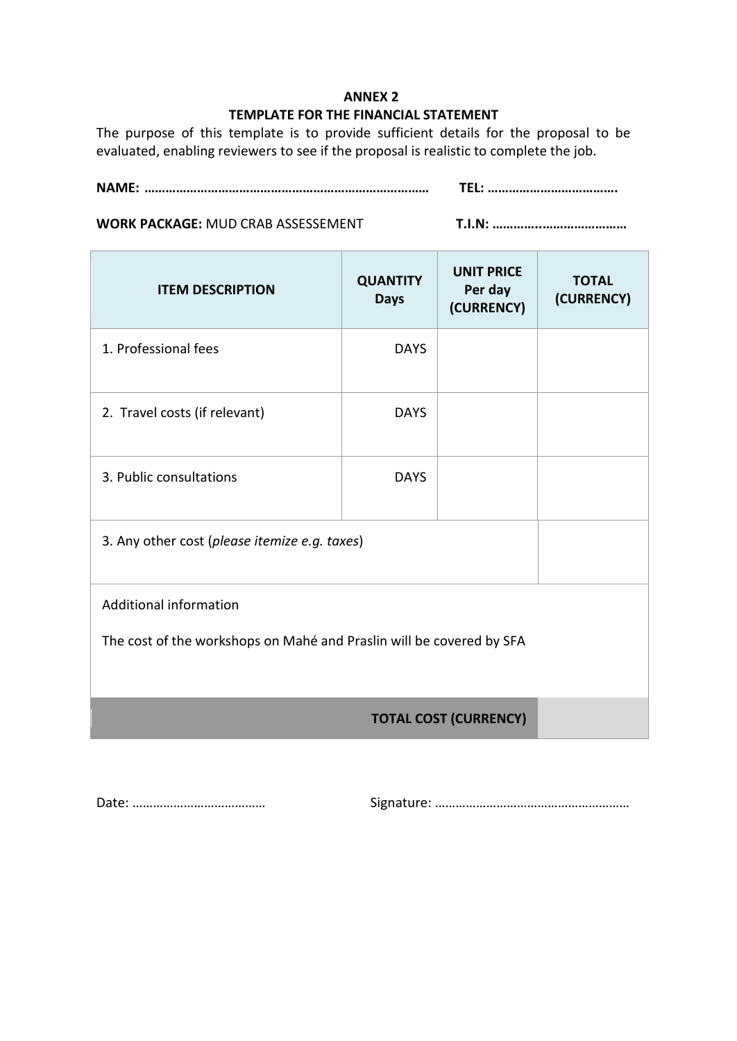**ANNEX 2**

**TEMPLATE FOR THE FINANCIAL STATEMENT**

The purpose of this template is to provide sufficient details for the proposal to be evaluated, enabling reviewers to see if the proposal is realistic to complete the job.

**NAME: ………………………………………………………………………** **TEL: ……………………………….**

**WORK PACKAGE:** MUD CRAB ASSESSEMENT **T.I.N: ………………………………**

| ITEM DESCRIPTION | QUANTITY Days | UNIT PRICE Per day (CURRENCY) | TOTAL (CURRENCY) |
|---|---|---|---|
| 1. Professional fees | DAYS | | |
| 2. Travel costs (if relevant) | DAYS | | |
| 3. Public consultations | DAYS | | |
| 3. Any other cost (*please itemize e.g. taxes*) | | | |
| Additional information<br><br>The cost of the workshops on Mahé and Praslin will be covered by SFA | | | |
| | | **TOTAL COST (CURRENCY)** | |

Date: ………………………………… Signature: …………………………………………………